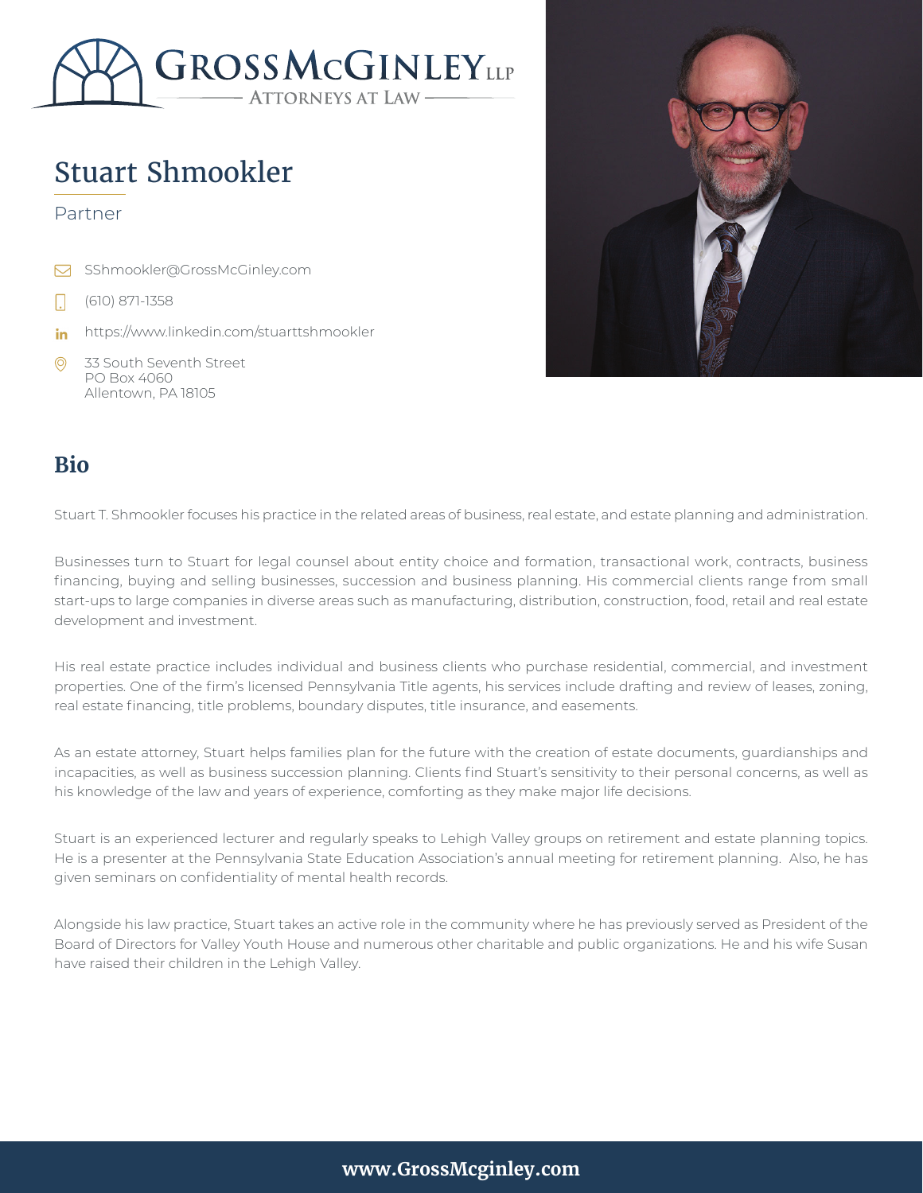GROSSMCGINLEY LLP
ATTORNEYS AT LAW

# Stuart Shmookler

Partner

- SShmookler@GrossMcGinley.com
- (610) 871-1358
- https://www.linkedin.com/stuarttshmookler
- 33 South Seventh Street
  PO Box 4060
  Allentown, PA 18105

## Bio

Stuart T. Shmookler focuses his practice in the related areas of business, real estate, and estate planning and administration.

Businesses turn to Stuart for legal counsel about entity choice and formation, transactional work, contracts, business financing, buying and selling businesses, succession and business planning. His commercial clients range from small start-ups to large companies in diverse areas such as manufacturing, distribution, construction, food, retail and real estate development and investment.

His real estate practice includes individual and business clients who purchase residential, commercial, and investment properties. One of the firm's licensed Pennsylvania Title agents, his services include drafting and review of leases, zoning, real estate financing, title problems, boundary disputes, title insurance, and easements.

As an estate attorney, Stuart helps families plan for the future with the creation of estate documents, guardianships and incapacities, as well as business succession planning. Clients find Stuart's sensitivity to their personal concerns, as well as his knowledge of the law and years of experience, comforting as they make major life decisions.

Stuart is an experienced lecturer and regularly speaks to Lehigh Valley groups on retirement and estate planning topics. He is a presenter at the Pennsylvania State Education Association's annual meeting for retirement planning. Also, he has given seminars on confidentiality of mental health records.

Alongside his law practice, Stuart takes an active role in the community where he has previously served as President of the Board of Directors for Valley Youth House and numerous other charitable and public organizations. He and his wife Susan have raised their children in the Lehigh Valley.

**www.GrossMcginley.com**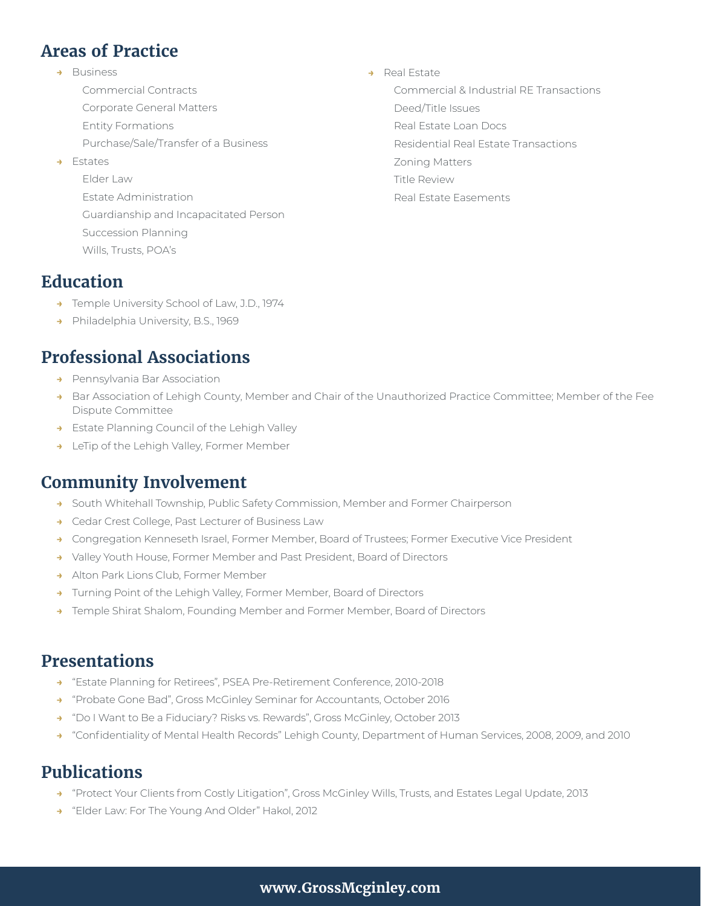## Areas of Practice

- Business
  - Commercial Contracts
  - Corporate General Matters
  - Entity Formations
  - Purchase/Sale/Transfer of a Business
- Estates
  - Elder Law
  - Estate Administration
  - Guardianship and Incapacitated Person
  - Succession Planning
  - Wills, Trusts, POA's
- Real Estate
  - Commercial & Industrial RE Transactions
  - Deed/Title Issues
  - Real Estate Loan Docs
  - Residential Real Estate Transactions
  - Zoning Matters
  - Title Review
  - Real Estate Easements

## Education

- Temple University School of Law, J.D., 1974
- Philadelphia University, B.S., 1969

## Professional Associations

- Pennsylvania Bar Association
- Bar Association of Lehigh County, Member and Chair of the Unauthorized Practice Committee; Member of the Fee Dispute Committee
- Estate Planning Council of the Lehigh Valley
- LeTip of the Lehigh Valley, Former Member

## Community Involvement

- South Whitehall Township, Public Safety Commission, Member and Former Chairperson
- Cedar Crest College, Past Lecturer of Business Law
- Congregation Kenneseth Israel, Former Member, Board of Trustees; Former Executive Vice President
- Valley Youth House, Former Member and Past President, Board of Directors
- Alton Park Lions Club, Former Member
- Turning Point of the Lehigh Valley, Former Member, Board of Directors
- Temple Shirat Shalom, Founding Member and Former Member, Board of Directors

## Presentations

- "Estate Planning for Retirees", PSEA Pre-Retirement Conference, 2010-2018
- "Probate Gone Bad", Gross McGinley Seminar for Accountants, October 2016
- "Do I Want to Be a Fiduciary? Risks vs. Rewards", Gross McGinley, October 2013
- "Confidentiality of Mental Health Records" Lehigh County, Department of Human Services, 2008, 2009, and 2010

## Publications

- "Protect Your Clients from Costly Litigation", Gross McGinley Wills, Trusts, and Estates Legal Update, 2013
- "Elder Law: For The Young And Older" Hakol, 2012

**www.GrossMcginley.com**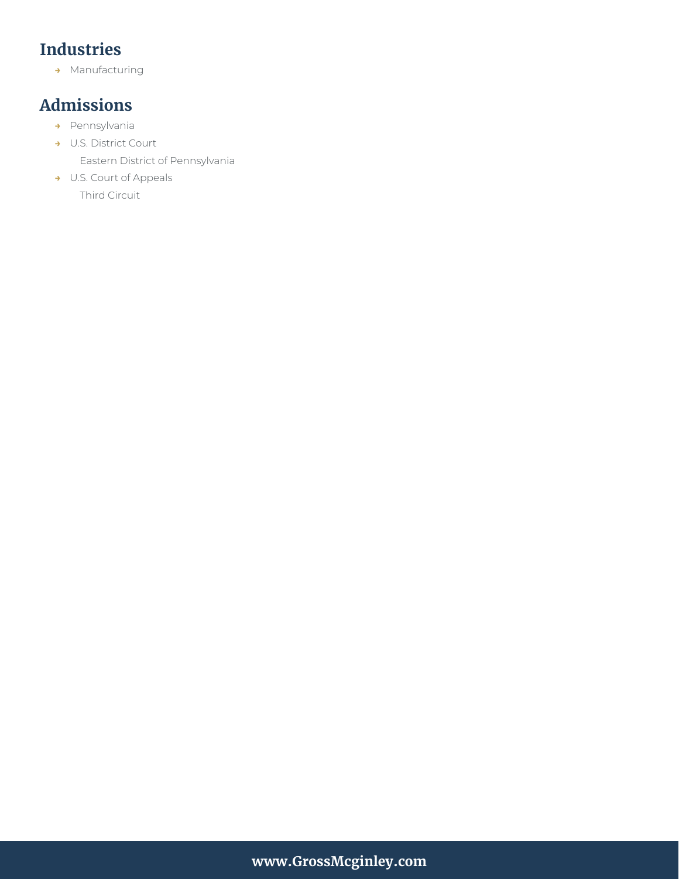## Industries

- Manufacturing

## Admissions

- Pennsylvania
- U.S. District Court
  Eastern District of Pennsylvania
- U.S. Court of Appeals
  Third Circuit